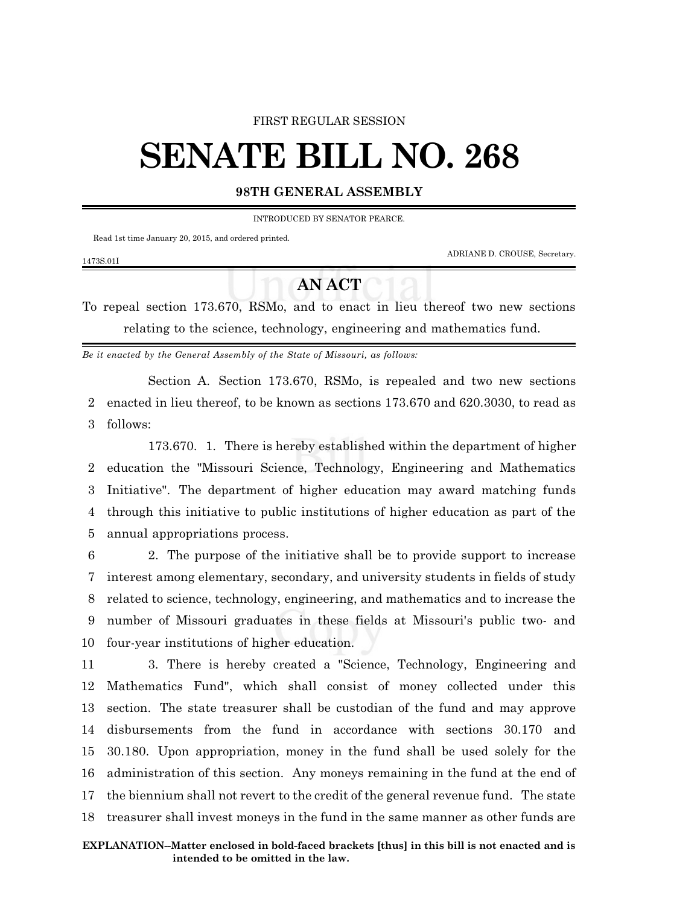FIRST REGULAR SESSION

# SENATE BILL NO. 268

**98TH GENERAL ASSEMBLY**

INTRODUCED BY SENATOR PEARCE.

Read 1st time January 20, 2015, and ordered printed.

ADRIANE D. CROUSE, Secretary.

1473S.01I

## AN ACT

To repeal section 173.670, RSMo, and to enact in lieu thereof two new sections relating to the science, technology, engineering and mathematics fund.

*Be it enacted by the General Assembly of the State of Missouri, as follows:*

Section A. Section 173.670, RSMo, is repealed and two new sections enacted in lieu thereof, to be known as sections 173.670 and 620.3030, to read as follows:

173.670. 1. There is hereby established within the department of higher education the "Missouri Science, Technology, Engineering and Mathematics Initiative". The department of higher education may award matching funds through this initiative to public institutions of higher education as part of the annual appropriations process.

2. The purpose of the initiative shall be to provide support to increase interest among elementary, secondary, and university students in fields of study related to science, technology, engineering, and mathematics and to increase the number of Missouri graduates in these fields at Missouri's public two- and four-year institutions of higher education.

3. There is hereby created a "Science, Technology, Engineering and Mathematics Fund", which shall consist of money collected under this section. The state treasurer shall be custodian of the fund and may approve disbursements from the fund in accordance with sections 30.170 and 30.180. Upon appropriation, money in the fund shall be used solely for the administration of this section. Any moneys remaining in the fund at the end of the biennium shall not revert to the credit of the general revenue fund. The state treasurer shall invest moneys in the fund in the same manner as other funds are

**EXPLANATION–Matter enclosed in bold-faced brackets [thus] in this bill is not enacted and is intended to be omitted in the law.**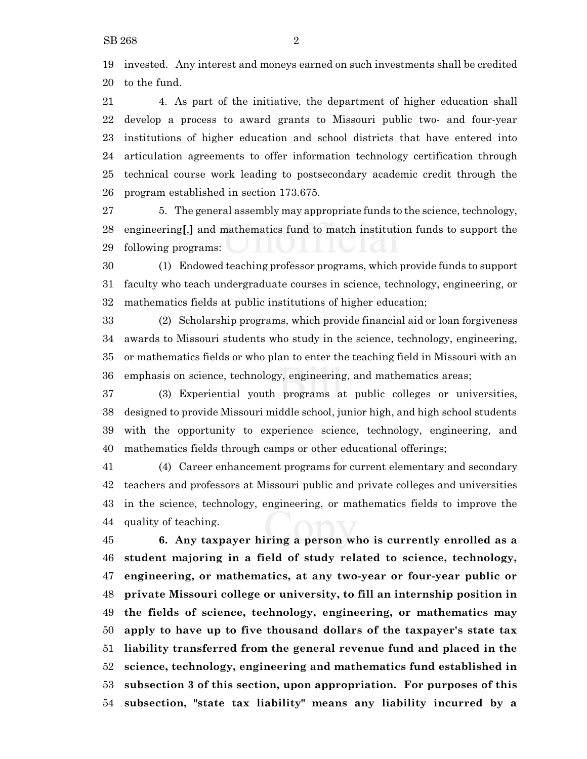invested. Any interest and moneys earned on such investments shall be credited to the fund.

4. As part of the initiative, the department of higher education shall develop a process to award grants to Missouri public two- and four-year institutions of higher education and school districts that have entered into articulation agreements to offer information technology certification through technical course work leading to postsecondary academic credit through the program established in section 173.675.

5. The general assembly may appropriate funds to the science, technology, engineering**[,]** and mathematics fund to match institution funds to support the following programs:

(1) Endowed teaching professor programs, which provide funds to support faculty who teach undergraduate courses in science, technology, engineering, or mathematics fields at public institutions of higher education;

(2) Scholarship programs, which provide financial aid or loan forgiveness awards to Missouri students who study in the science, technology, engineering, or mathematics fields or who plan to enter the teaching field in Missouri with an emphasis on science, technology, engineering, and mathematics areas;

(3) Experiential youth programs at public colleges or universities, designed to provide Missouri middle school, junior high, and high school students with the opportunity to experience science, technology, engineering, and mathematics fields through camps or other educational offerings;

(4) Career enhancement programs for current elementary and secondary teachers and professors at Missouri public and private colleges and universities in the science, technology, engineering, or mathematics fields to improve the quality of teaching.

**6. Any taxpayer hiring a person who is currently enrolled as a student majoring in a field of study related to science, technology, engineering, or mathematics, at any two-year or four-year public or private Missouri college or university, to fill an internship position in the fields of science, technology, engineering, or mathematics may apply to have up to five thousand dollars of the taxpayer's state tax liability transferred from the general revenue fund and placed in the science, technology, engineering and mathematics fund established in subsection 3 of this section, upon appropriation. For purposes of this subsection, "state tax liability" means any liability incurred by a**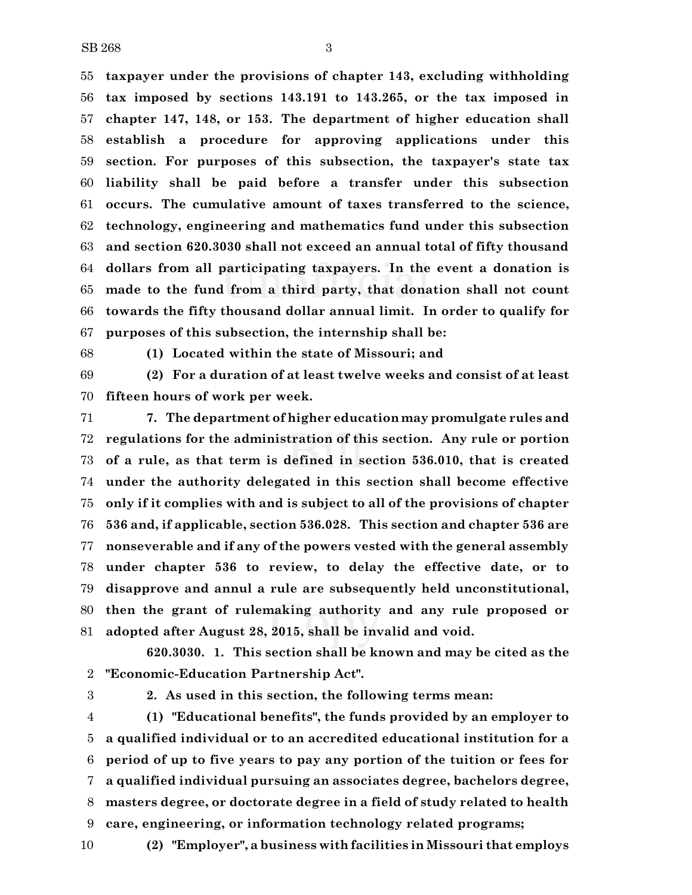**taxpayer under the provisions of chapter 143, excluding withholding tax imposed by sections 143.191 to 143.265, or the tax imposed in chapter 147, 148, or 153. The department of higher education shall establish a procedure for approving applications under this section. For purposes of this subsection, the taxpayer's state tax liability shall be paid before a transfer under this subsection occurs. The cumulative amount of taxes transferred to the science, technology, engineering and mathematics fund under this subsection and section 620.3030 shall not exceed an annual total of fifty thousand dollars from all participating taxpayers. In the event a donation is made to the fund from a third party, that donation shall not count towards the fifty thousand dollar annual limit. In order to qualify for purposes of this subsection, the internship shall be:**

**(1) Located within the state of Missouri; and**

**(2) For a duration of at least twelve weeks and consist of at least fifteen hours of work per week.**

**7. The department of higher education may promulgate rules and regulations for the administration of this section. Any rule or portion of a rule, as that term is defined in section 536.010, that is created under the authority delegated in this section shall become effective only if it complies with and is subject to all of the provisions of chapter 536 and, if applicable, section 536.028. This section and chapter 536 are nonseverable and if any of the powers vested with the general assembly under chapter 536 to review, to delay the effective date, or to disapprove and annul a rule are subsequently held unconstitutional, then the grant of rulemaking authority and any rule proposed or adopted after August 28, 2015, shall be invalid and void.**

**620.3030. 1. This section shall be known and may be cited as the "Economic-Education Partnership Act".**

**2. As used in this section, the following terms mean:**

**(1) "Educational benefits", the funds provided by an employer to a qualified individual or to an accredited educational institution for a period of up to five years to pay any portion of the tuition or fees for a qualified individual pursuing an associates degree, bachelors degree, masters degree, or doctorate degree in a field of study related to health care, engineering, or information technology related programs;**

**(2) "Employer", a business with facilities in Missouri that employs**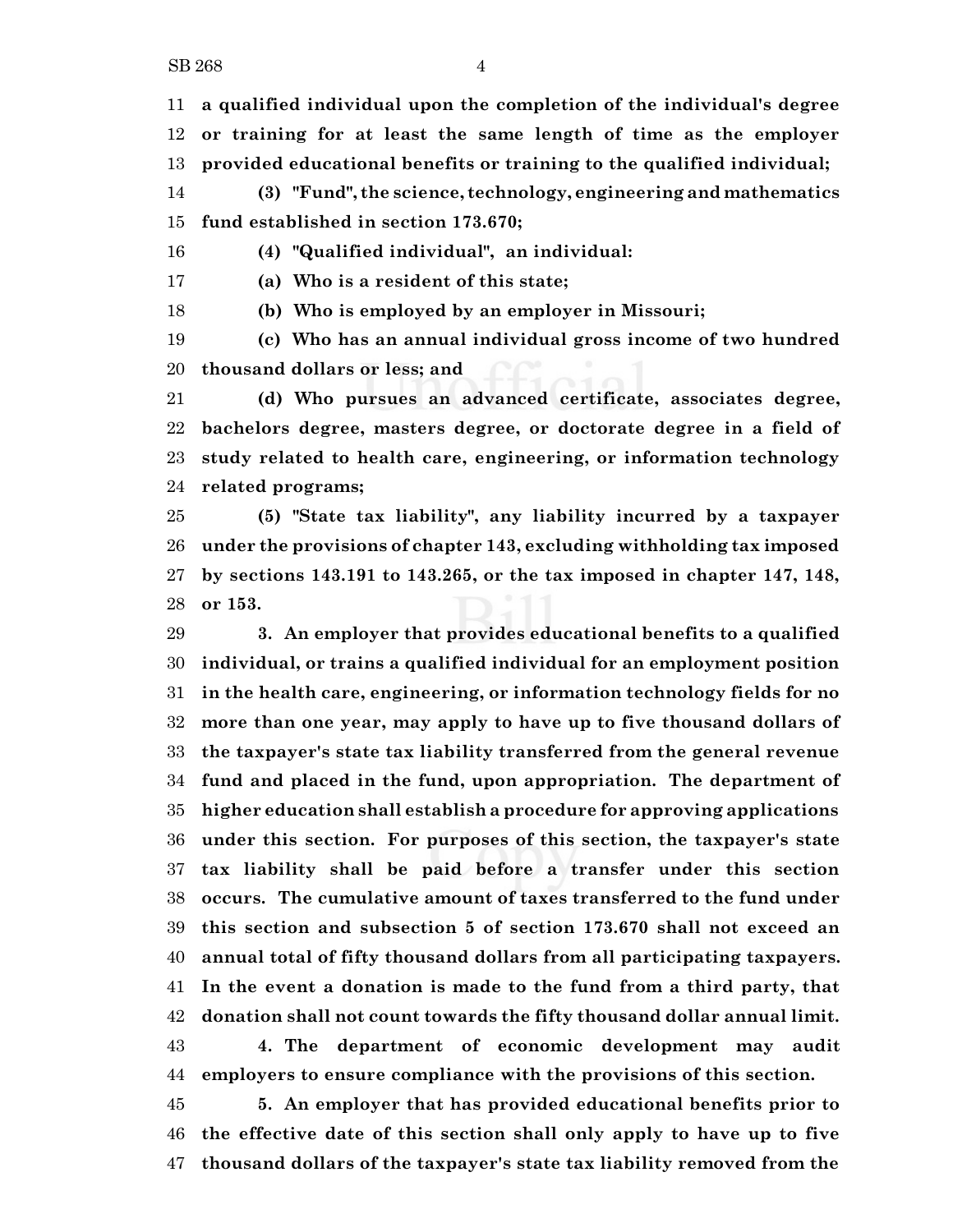**a qualified individual upon the completion of the individual's degree or training for at least the same length of time as the employer provided educational benefits or training to the qualified individual;**

**(3) "Fund", the science, technology, engineering and mathematics fund established in section 173.670;**

**(4) "Qualified individual", an individual:**

**(a) Who is a resident of this state;**

**(b) Who is employed by an employer in Missouri;**

**(c) Who has an annual individual gross income of two hundred thousand dollars or less; and**

**(d) Who pursues an advanced certificate, associates degree, bachelors degree, masters degree, or doctorate degree in a field of study related to health care, engineering, or information technology related programs;**

**(5) "State tax liability", any liability incurred by a taxpayer under the provisions of chapter 143, excluding withholding tax imposed by sections 143.191 to 143.265, or the tax imposed in chapter 147, 148, or 153.**

**3. An employer that provides educational benefits to a qualified individual, or trains a qualified individual for an employment position in the health care, engineering, or information technology fields for no more than one year, may apply to have up to five thousand dollars of the taxpayer's state tax liability transferred from the general revenue fund and placed in the fund, upon appropriation. The department of higher education shall establish a procedure for approving applications under this section. For purposes of this section, the taxpayer's state tax liability shall be paid before a transfer under this section occurs. The cumulative amount of taxes transferred to the fund under this section and subsection 5 of section 173.670 shall not exceed an annual total of fifty thousand dollars from all participating taxpayers. In the event a donation is made to the fund from a third party, that donation shall not count towards the fifty thousand dollar annual limit.**

**4. The department of economic development may audit employers to ensure compliance with the provisions of this section.**

**5. An employer that has provided educational benefits prior to the effective date of this section shall only apply to have up to five thousand dollars of the taxpayer's state tax liability removed from the**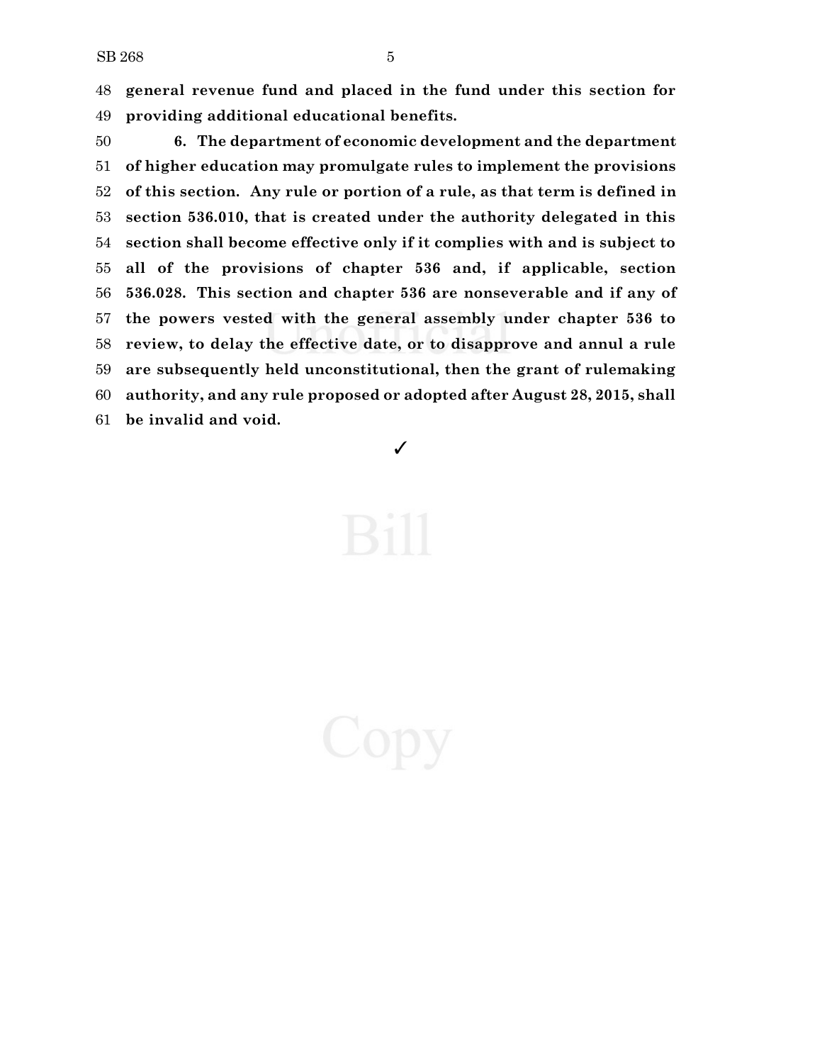**general revenue fund and placed in the fund under this section for providing additional educational benefits.**

**6. The department of economic development and the department of higher education may promulgate rules to implement the provisions of this section. Any rule or portion of a rule, as that term is defined in section 536.010, that is created under the authority delegated in this section shall become effective only if it complies with and is subject to all of the provisions of chapter 536 and, if applicable, section 536.028. This section and chapter 536 are nonseverable and if any of the powers vested with the general assembly under chapter 536 to review, to delay the effective date, or to disapprove and annul a rule are subsequently held unconstitutional, then the grant of rulemaking authority, and any rule proposed or adopted after August 28, 2015, shall be invalid and void.**

✓